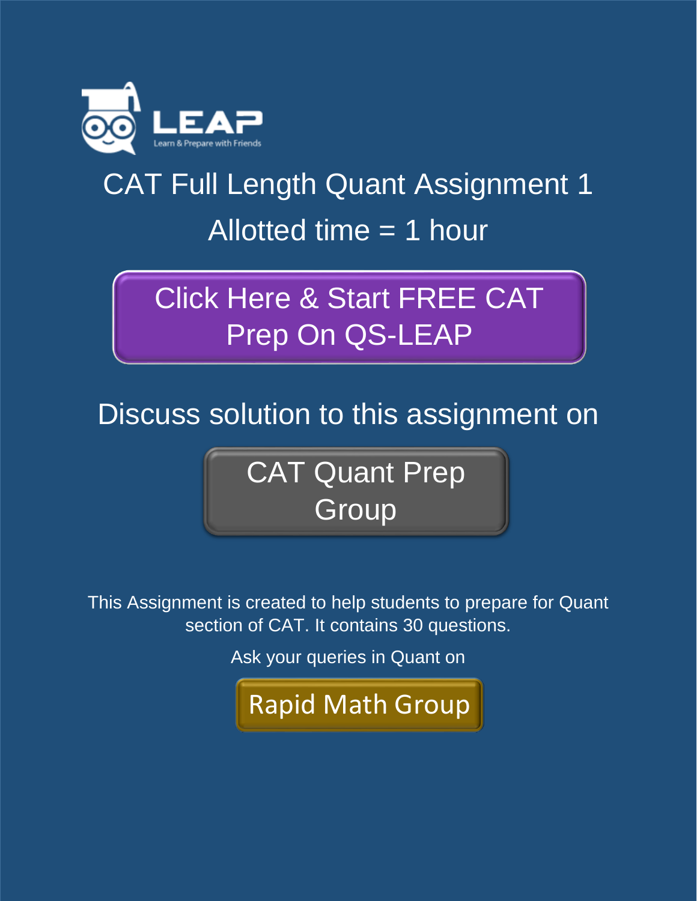LEAP

Learn & Prepare with Friends

# CAT Full Length Quant Assignment 1

## Allotted time = 1 hour

Click Here & Start FREE CAT Prep On QS-LEAP

Discuss solution to this assignment on

CAT Quant Prep Group

This Assignment is created to help students to prepare for Quant section of CAT. It contains 30 questions.

Ask your queries in Quant on

Rapid Math Group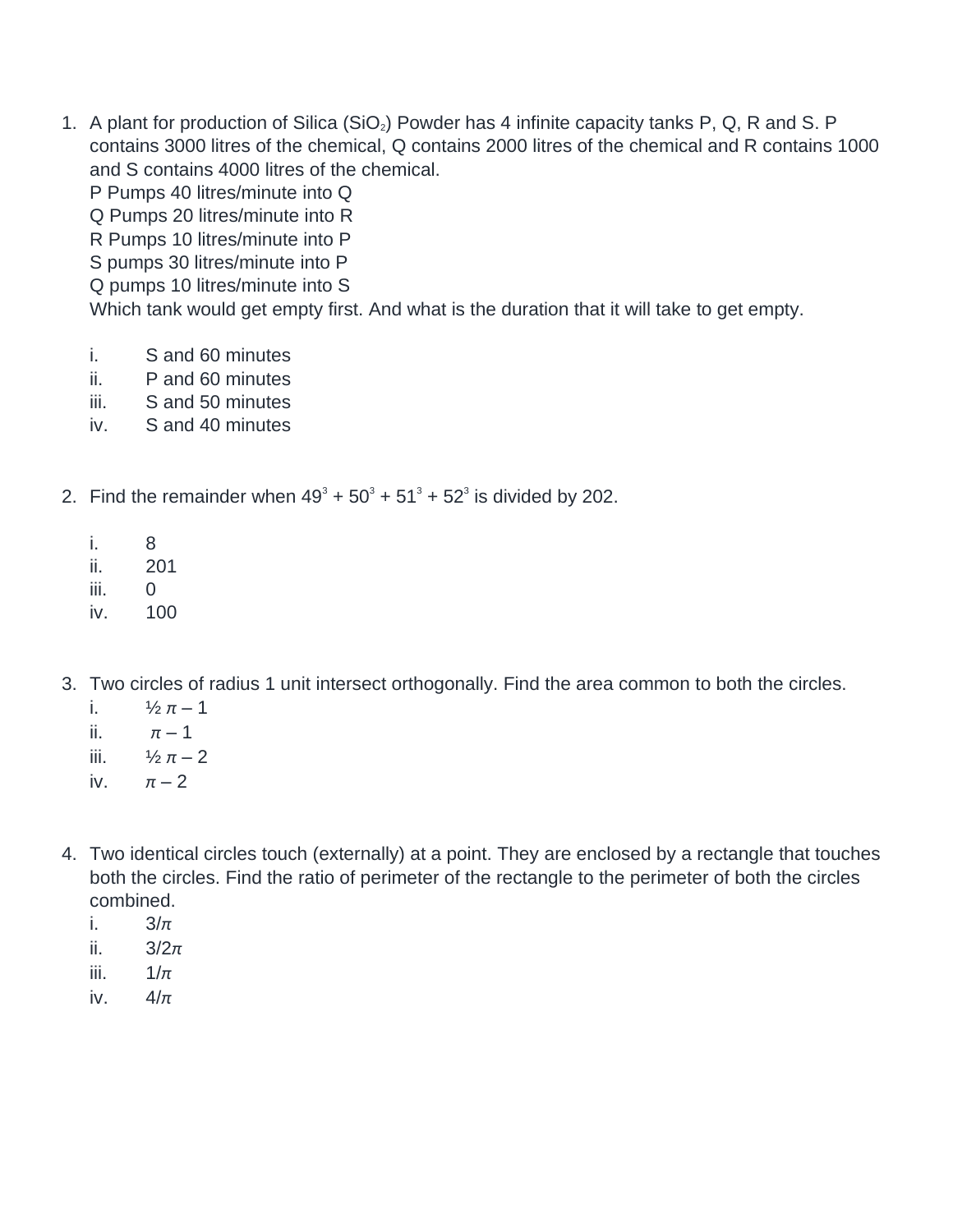1. A plant for production of Silica ($SiO_2$) Powder has 4 infinite capacity tanks P, Q, R and S. P contains 3000 litres of the chemical, Q contains 2000 litres of the chemical and R contains 1000 and S contains 4000 litres of the chemical.
   P Pumps 40 litres/minute into Q
   Q Pumps 20 litres/minute into R
   R Pumps 10 litres/minute into P
   S pumps 30 litres/minute into P
   Q pumps 10 litres/minute into S
   Which tank would get empty first. And what is the duration that it will take to get empty.

   i. S and 60 minutes
   ii. P and 60 minutes
   iii. S and 50 minutes
   iv. S and 40 minutes

2. Find the remainder when $49^3 + 50^3 + 51^3 + 52^3$ is divided by 202.

   i. 8
   ii. 201
   iii. 0
   iv. 100

3. Two circles of radius 1 unit intersect orthogonally. Find the area common to both the circles.
   i. $\frac{1}{2}\pi - 1$
   ii. $\pi - 1$
   iii. $\frac{1}{2}\pi - 2$
   iv. $\pi - 2$

4. Two identical circles touch (externally) at a point. They are enclosed by a rectangle that touches both the circles. Find the ratio of perimeter of the rectangle to the perimeter of both the circles combined.
   i. $3/\pi$
   ii. $3/2\pi$
   iii. $1/\pi$
   iv. $4/\pi$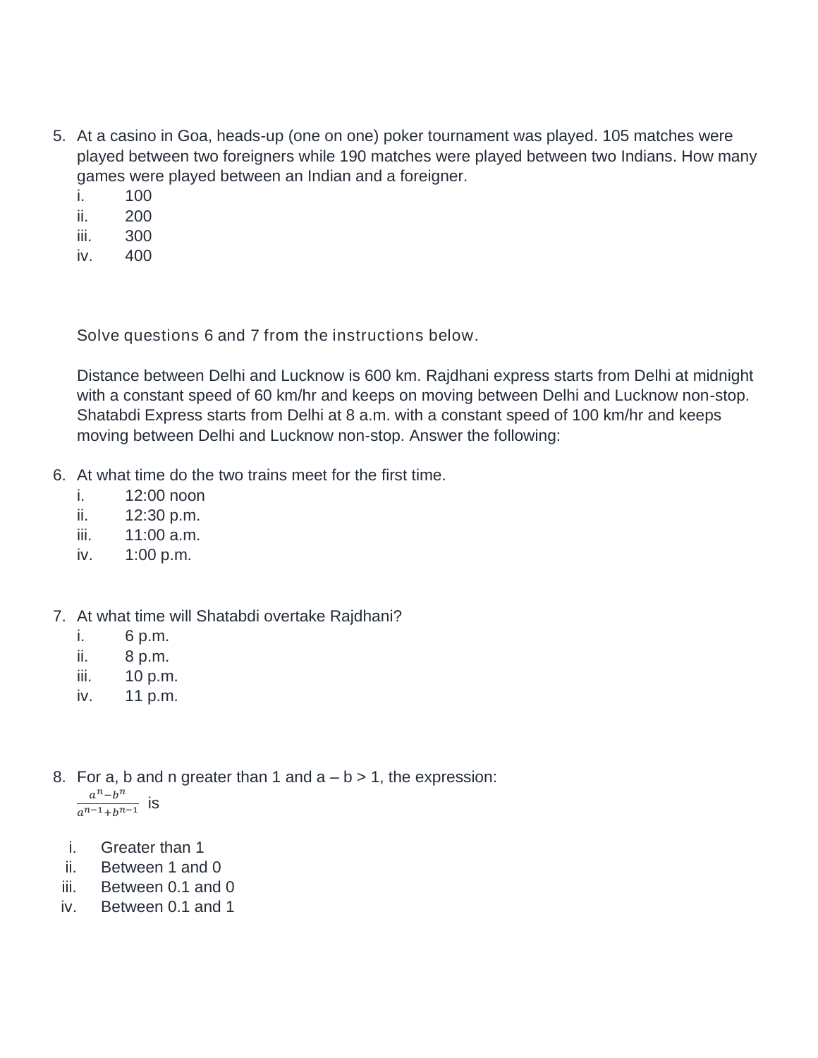5. At a casino in Goa, heads-up (one on one) poker tournament was played. 105 matches were played between two foreigners while 190 matches were played between two Indians. How many games were played between an Indian and a foreigner.
   i. 100
   ii. 200
   iii. 300
   iv. 400

Solve questions 6 and 7 from the instructions below.

Distance between Delhi and Lucknow is 600 km. Rajdhani express starts from Delhi at midnight with a constant speed of 60 km/hr and keeps on moving between Delhi and Lucknow non-stop. Shatabdi Express starts from Delhi at 8 a.m. with a constant speed of 100 km/hr and keeps moving between Delhi and Lucknow non-stop. Answer the following:

6. At what time do the two trains meet for the first time.
   i. 12:00 noon
   ii. 12:30 p.m.
   iii. 11:00 a.m.
   iv. 1:00 p.m.

7. At what time will Shatabdi overtake Rajdhani?
   i. 6 p.m.
   ii. 8 p.m.
   iii. 10 p.m.
   iv. 11 p.m.

8. For a, b and n greater than 1 and a – b > 1, the expression: $\frac{a^n - b^n}{a^{n-1} + b^{n-1}}$ is
   i. Greater than 1
   ii. Between 1 and 0
   iii. Between 0.1 and 0
   iv. Between 0.1 and 1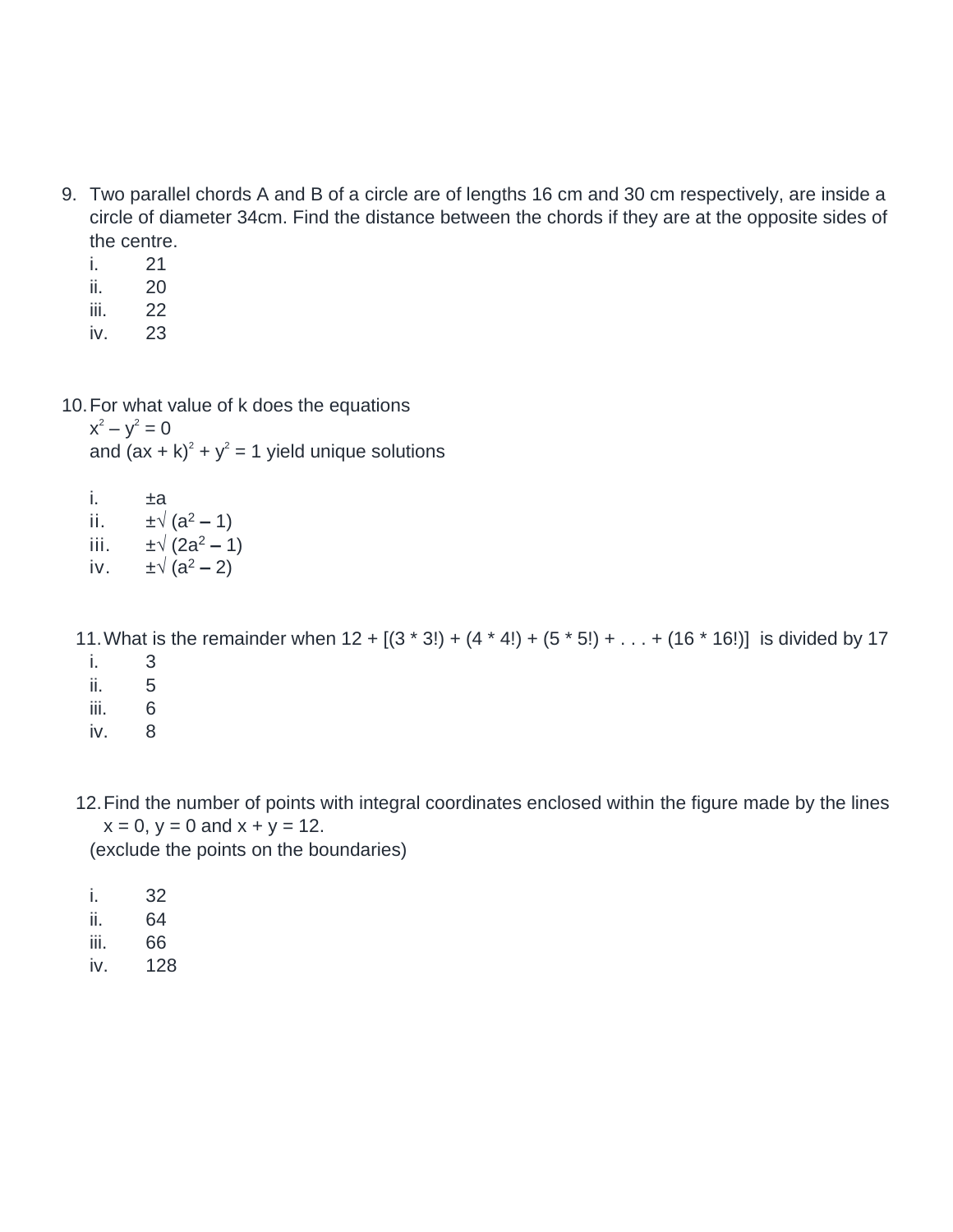9. Two parallel chords A and B of a circle are of lengths 16 cm and 30 cm respectively, are inside a circle of diameter 34cm. Find the distance between the chords if they are at the opposite sides of the centre.
   i. 21
   ii. 20
   iii. 22
   iv. 23

10. For what value of k does the equations
    $x^2 - y^2 = 0$
    and $(ax + k)^2 + y^2 = 1$ yield unique solutions

    i. $\pm a$
    ii. $\pm\sqrt{(a^2 - 1)}$
    iii. $\pm\sqrt{(2a^2 - 1)}$
    iv. $\pm\sqrt{(a^2 - 2)}$

11. What is the remainder when 12 + [(3 * 3!) + (4 * 4!) + (5 * 5!) + . . . + (16 * 16!)] is divided by 17
    i. 3
    ii. 5
    iii. 6
    iv. 8

12. Find the number of points with integral coordinates enclosed within the figure made by the lines $x = 0$, $y = 0$ and $x + y = 12$.
    (exclude the points on the boundaries)

    i. 32
    ii. 64
    iii. 66
    iv. 128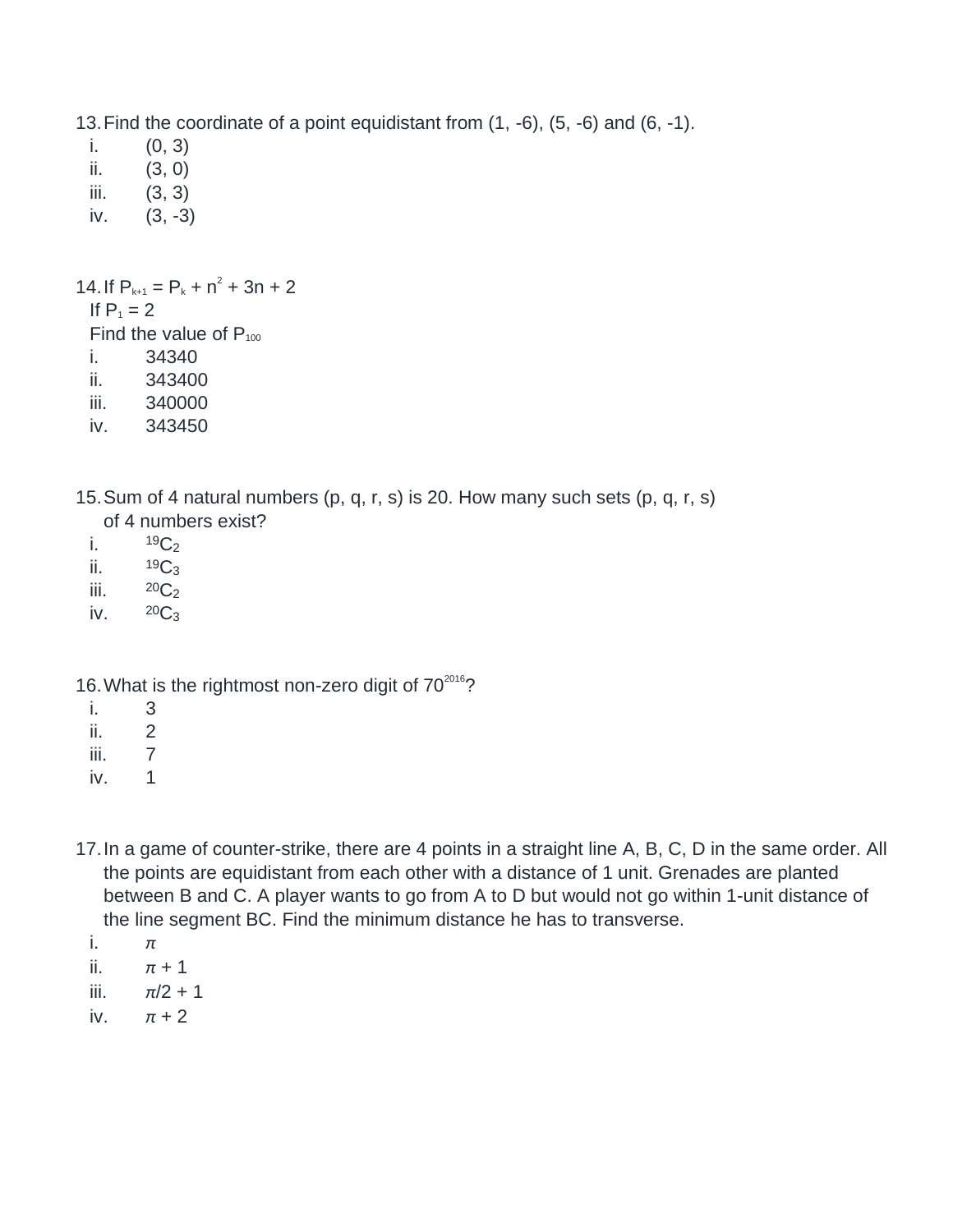13. Find the coordinate of a point equidistant from (1, -6), (5, -6) and (6, -1).
    i. (0, 3)
    ii. (3, 0)
    iii. (3, 3)
    iv. (3, -3)

14. If $P_{k+1} = P_k + n^2 + 3n + 2$
    If $P_1 = 2$
    Find the value of $P_{100}$
    i. 34340
    ii. 343400
    iii. 340000
    iv. 343450

15. Sum of 4 natural numbers (p, q, r, s) is 20. How many such sets (p, q, r, s) of 4 numbers exist?
    i. $^{19}C_2$
    ii. $^{19}C_3$
    iii. $^{20}C_2$
    iv. $^{20}C_3$

16. What is the rightmost non-zero digit of $70^{2016}$?
    i. 3
    ii. 2
    iii. 7
    iv. 1

17. In a game of counter-strike, there are 4 points in a straight line A, B, C, D in the same order. All the points are equidistant from each other with a distance of 1 unit. Grenades are planted between B and C. A player wants to go from A to D but would not go within 1-unit distance of the line segment BC. Find the minimum distance he has to transverse.
    i. $\pi$
    ii. $\pi + 1$
    iii. $\pi/2 + 1$
    iv. $\pi + 2$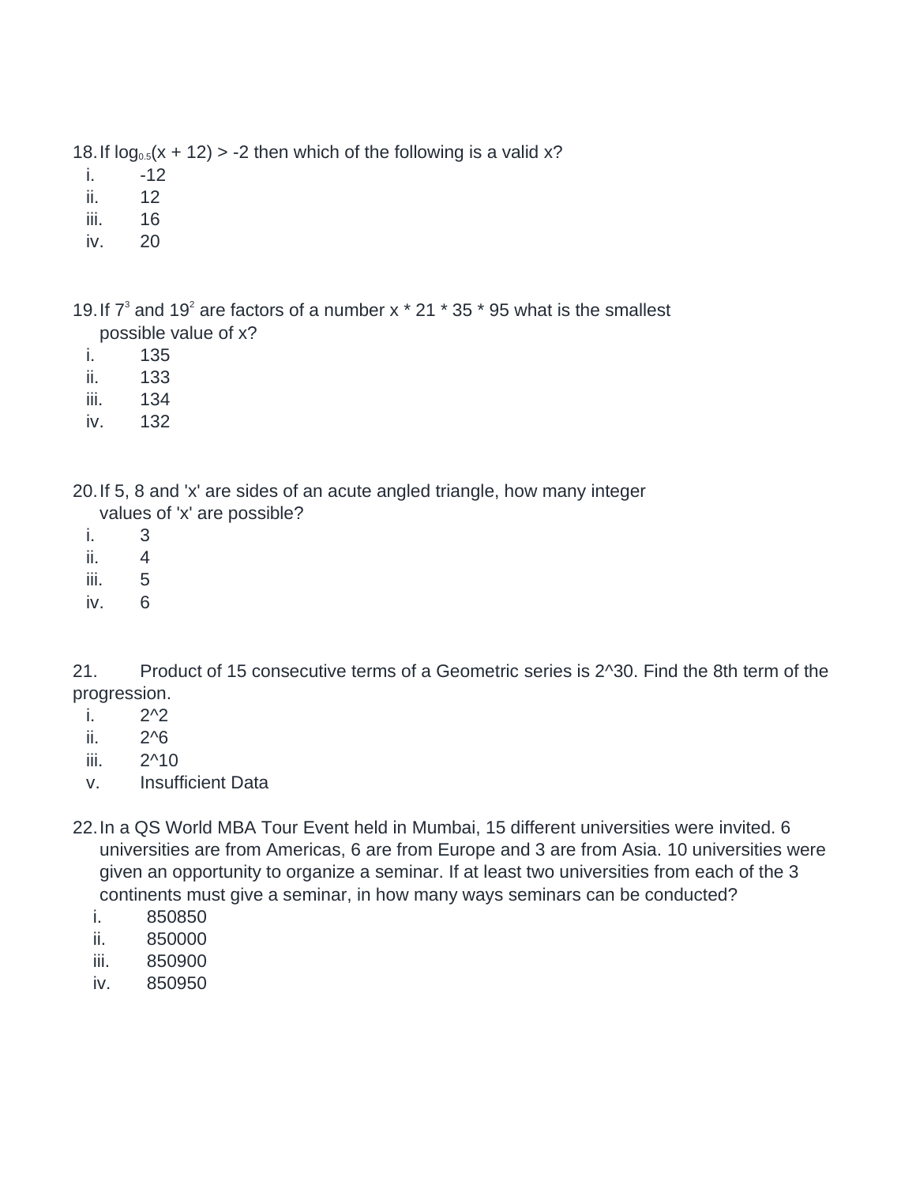18. If $\log_{0.5}(x + 12) > -2$ then which of the following is a valid x?
   i. -12
   ii. 12
   iii. 16
   iv. 20

19. If $7^3$ and $19^2$ are factors of a number x * 21 * 35 * 95 what is the smallest possible value of x?
   i. 135
   ii. 133
   iii. 134
   iv. 132

20. If 5, 8 and 'x' are sides of an acute angled triangle, how many integer values of 'x' are possible?
   i. 3
   ii. 4
   iii. 5
   iv. 6

21. Product of 15 consecutive terms of a Geometric series is 2^30. Find the 8th term of the progression.
   i. 2^2
   ii. 2^6
   iii. 2^10
   v. Insufficient Data

22. In a QS World MBA Tour Event held in Mumbai, 15 different universities were invited. 6 universities are from Americas, 6 are from Europe and 3 are from Asia. 10 universities were given an opportunity to organize a seminar. If at least two universities from each of the 3 continents must give a seminar, in how many ways seminars can be conducted?
   i. 850850
   ii. 850000
   iii. 850900
   iv. 850950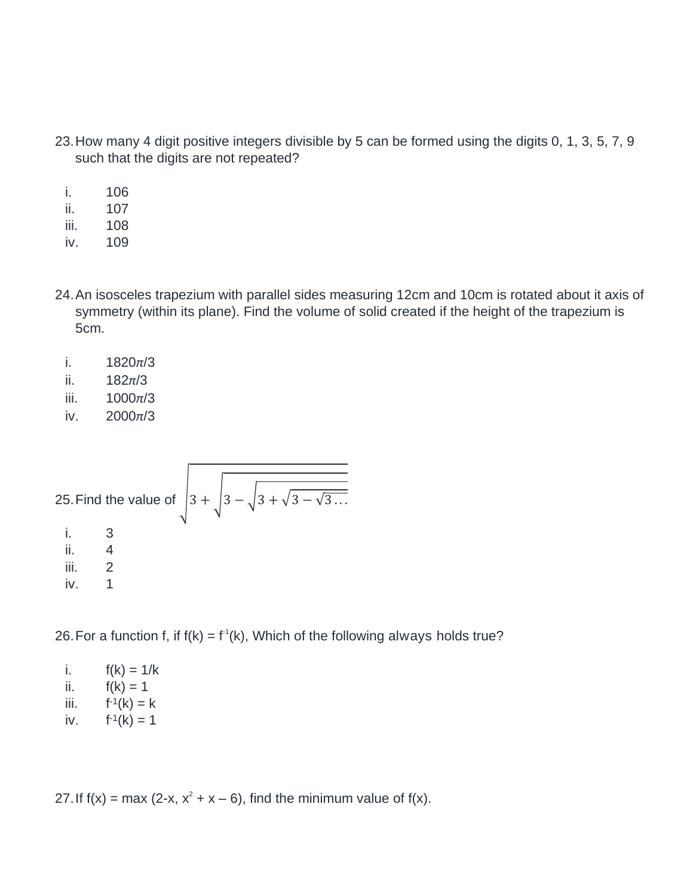23. How many 4 digit positive integers divisible by 5 can be formed using the digits 0, 1, 3, 5, 7, 9 such that the digits are not repeated?

    i. 106
    ii. 107
    iii. 108
    iv. 109

24. An isosceles trapezium with parallel sides measuring 12cm and 10cm is rotated about it axis of symmetry (within its plane). Find the volume of solid created if the height of the trapezium is 5cm.

    i. $1820\pi/3$
    ii. $182\pi/3$
    iii. $1000\pi/3$
    iv. $2000\pi/3$

25. Find the value of $\sqrt{3 + \sqrt{3 - \sqrt{3 + \sqrt{3 - \sqrt{3 \ldots}}}}}$

    i. 3
    ii. 4
    iii. 2
    iv. 1

26. For a function f, if $f(k) = f^{-1}(k)$, Which of the following always holds true?

    i. $f(k) = 1/k$
    ii. $f(k) = 1$
    iii. $f^{-1}(k) = k$
    iv. $f^{-1}(k) = 1$

27. If $f(x) = \max(2-x, x^2 + x - 6)$, find the minimum value of $f(x)$.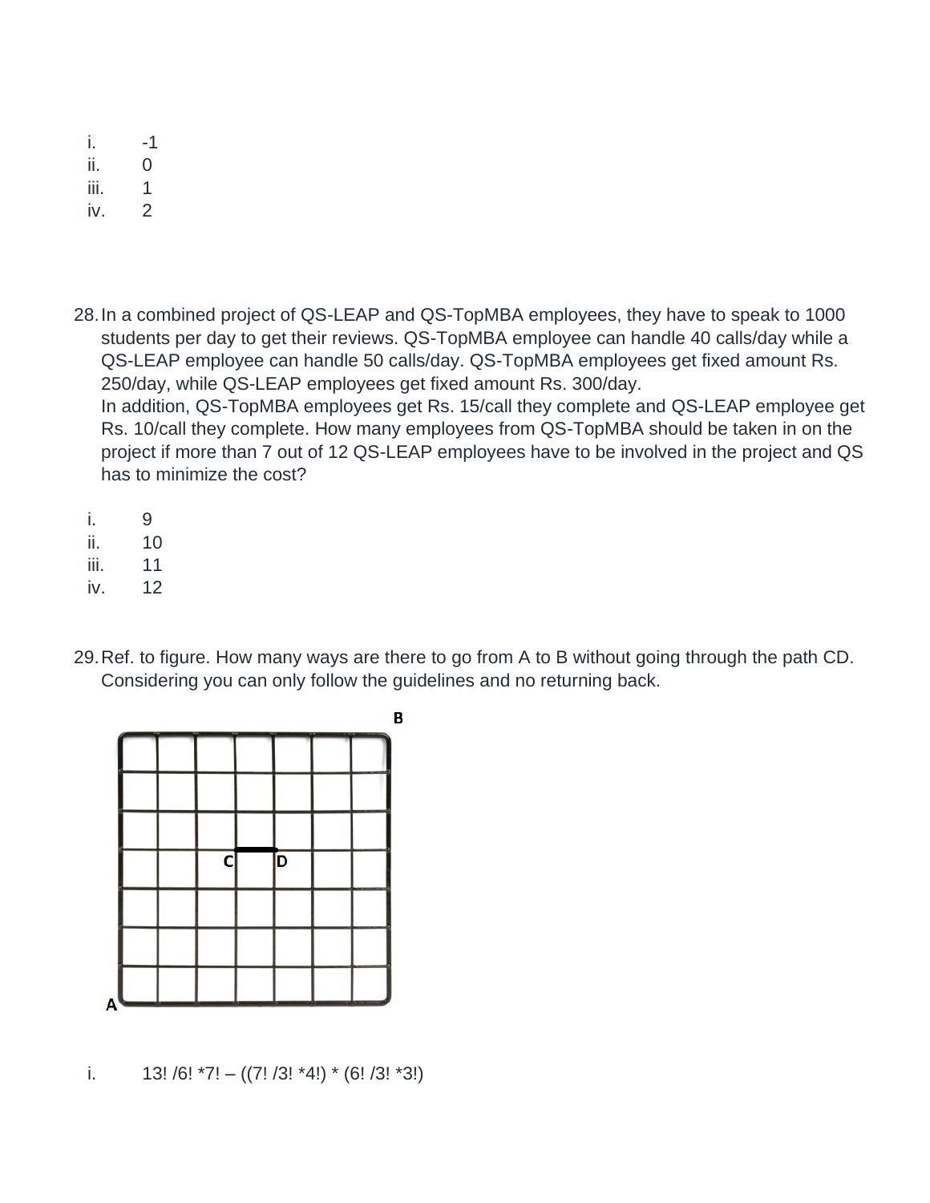i. -1
ii. 0
iii. 1
iv. 2

28. In a combined project of QS-LEAP and QS-TopMBA employees, they have to speak to 1000 students per day to get their reviews. QS-TopMBA employee can handle 40 calls/day while a QS-LEAP employee can handle 50 calls/day. QS-TopMBA employees get fixed amount Rs. 250/day, while QS-LEAP employees get fixed amount Rs. 300/day.
In addition, QS-TopMBA employees get Rs. 15/call they complete and QS-LEAP employee get Rs. 10/call they complete. How many employees from QS-TopMBA should be taken in on the project if more than 7 out of 12 QS-LEAP employees have to be involved in the project and QS has to minimize the cost?

i. 9
ii. 10
iii. 11
iv. 12

29. Ref. to figure. How many ways are there to go from A to B without going through the path CD. Considering you can only follow the guidelines and no returning back.

i. 13! /6! *7! – ((7! /3! *4!) * (6! /3! *3!)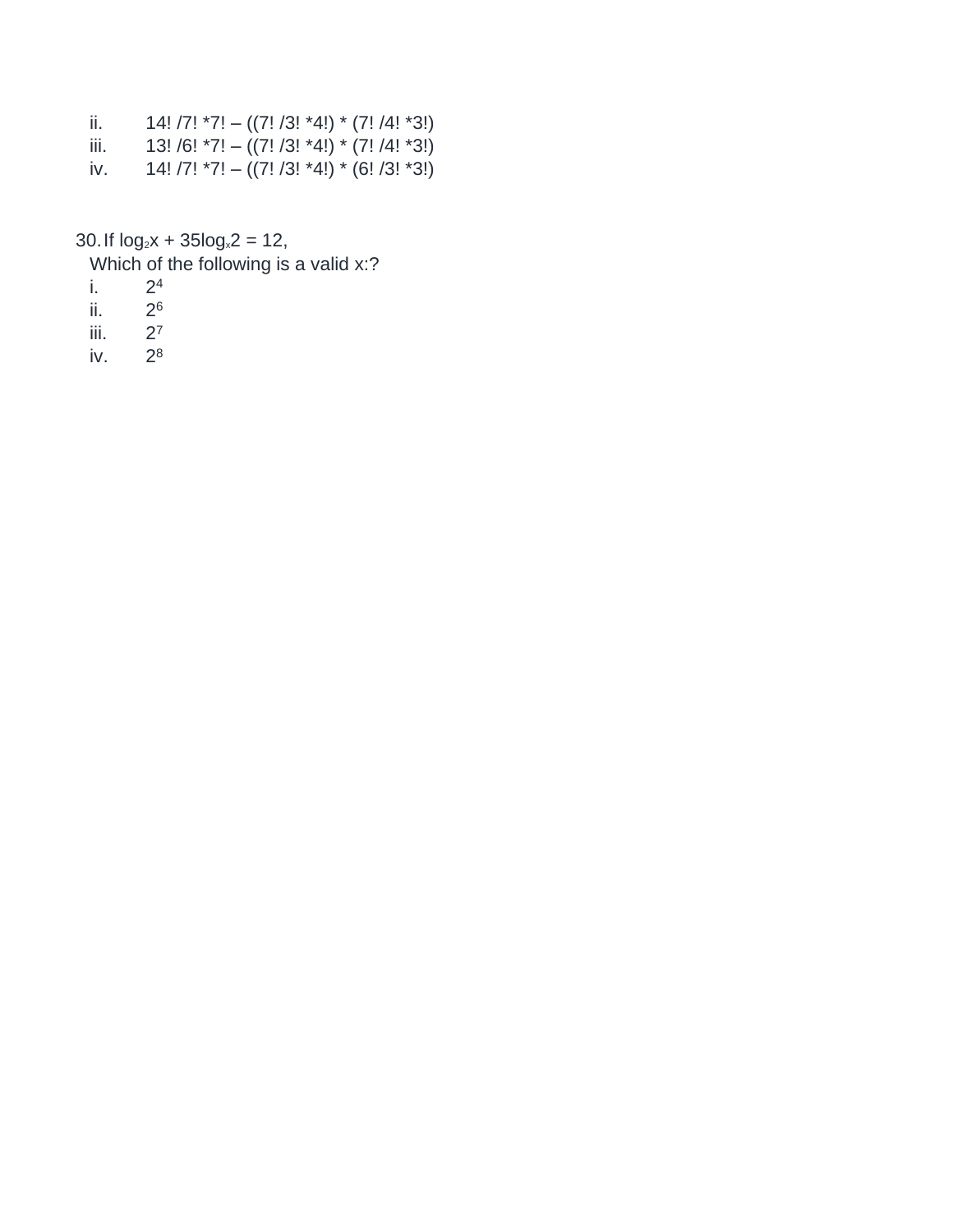ii. 14! /7! *7! – ((7! /3! *4!) * (7! /4! *3!)
iii. 13! /6! *7! – ((7! /3! *4!) * (7! /4! *3!)
iv. 14! /7! *7! – ((7! /3! *4!) * (6! /3! *3!)

30. If $\log_2 x + 35\log_x 2 = 12$,
Which of the following is a valid x:?
i. $2^4$
ii. $2^6$
iii. $2^7$
iv. $2^8$